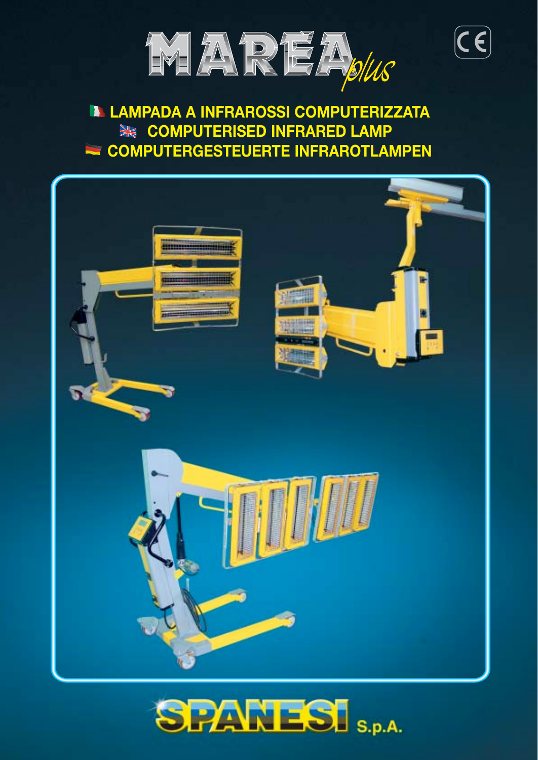# MAREA *plus*

CE

## LAMPADA A INFRAROSSI COMPUTERIZZATA
## COMPUTERISED INFRARED LAMP
## COMPUTERGESTEUERTE INFRAROTLAMPEN

SPANESI S.p.A.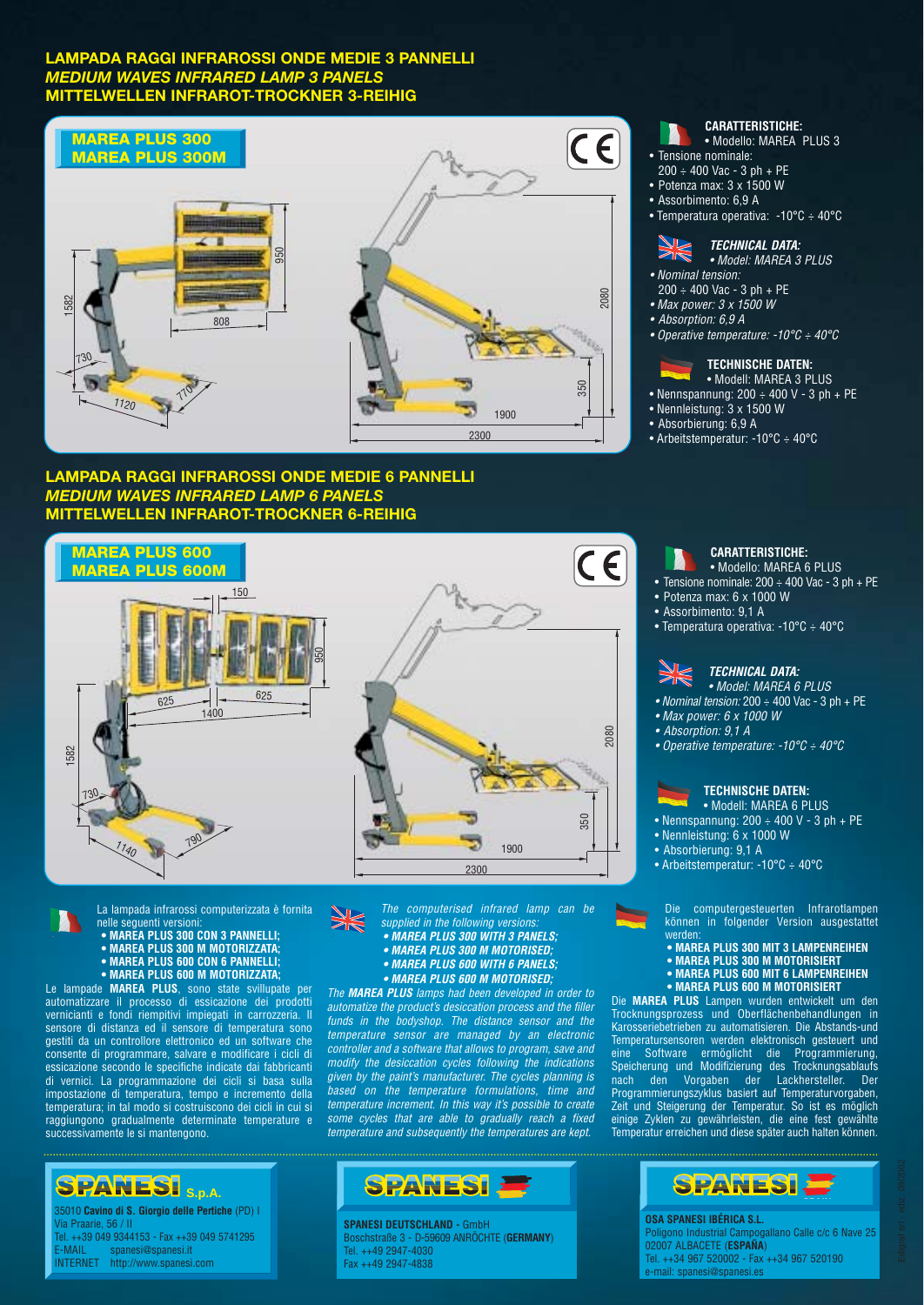## LAMPADA RAGGI INFRAROSSI ONDE MEDIE 3 PANNELLI
## *MEDIUM WAVES INFRARED LAMP 3 PANELS*
## MITTELWELLEN INFRAROT-TROCKNER 3-REIHIG

**MAREA PLUS 300**
**MAREA PLUS 300M**

1582
950
808
730
1120
770
2080
350
1900
2300

**CARATTERISTICHE:**
- Modello: MAREA PLUS 3
- Tensione nominale: 200 ÷ 400 Vac - 3 ph + PE
- Potenza max: 3 x 1500 W
- Assorbimento: 6,9 A
- Temperatura operativa: -10°C ÷ 40°C

***TECHNICAL DATA:***
- *Model: MAREA 3 PLUS*
- *Nominal tension: 200 ÷ 400 Vac - 3 ph + PE*
- *Max power: 3 x 1500 W*
- *Absorption: 6,9 A*
- *Operative temperature: -10°C ÷ 40°C*

**TECHNISCHE DATEN:**
- Modell: MAREA 3 PLUS
- Nennspannung: 200 ÷ 400 V - 3 ph + PE
- Nennleistung: 3 x 1500 W
- Absorbierung: 6,9 A
- Arbeitstemperatur: -10°C ÷ 40°C

## LAMPADA RAGGI INFRAROSSI ONDE MEDIE 6 PANNELLI
## *MEDIUM WAVES INFRARED LAMP 6 PANELS*
## MITTELWELLEN INFRAROT-TROCKNER 6-REIHIG

**MAREA PLUS 600**
**MAREA PLUS 600M**

150
950
625
625
1400
1582
730
1140
790
2080
350
1900
2300

**CARATTERISTICHE:**
- Modello: MAREA 6 PLUS
- Tensione nominale: 200 ÷ 400 Vac - 3 ph + PE
- Potenza max: 6 x 1000 W
- Assorbimento: 9,1 A
- Temperatura operativa: -10°C ÷ 40°C

***TECHNICAL DATA:***
- *Model: MAREA 6 PLUS*
- *Nominal tension: 200 ÷ 400 Vac - 3 ph + PE*
- *Max power: 6 x 1000 W*
- *Absorption: 9,1 A*
- *Operative temperature: -10°C ÷ 40°C*

**TECHNISCHE DATEN:**
- Modell: MAREA 6 PLUS
- Nennspannung: 200 ÷ 400 V - 3 ph + PE
- Nennleistung: 6 x 1000 W
- Absorbierung: 9,1 A
- Arbeitstemperatur: -10°C ÷ 40°C

La lampada infrarossi computerizzata è fornita nelle seguenti versioni:
- **MAREA PLUS 300 CON 3 PANNELLI;**
- **MAREA PLUS 300 M MOTORIZZATA;**
- **MAREA PLUS 600 CON 6 PANNELLI;**
- **MAREA PLUS 600 M MOTORIZZATA;**

Le lampade **MAREA PLUS**, sono state svillupate per automatizzare il processo di essicazione dei prodotti vernicianti e fondi riempitivi impiegati in carrozzeria. Il sensore di distanza ed il sensore di temperatura sono gestiti da un controllore elettronico ed un software che consente di programmare, salvare e modificare i cicli di essicazione secondo le specifiche indicate dai fabbricanti di vernici. La programmazione dei cicli si basa sulla impostazione di temperatura, tempo e incremento della temperatura; in tal modo si costruiscono dei cicli in cui si raggiungono gradualmente determinate temperature e successivamente le si mantengono.

*The computerised infrared lamp can be supplied in the following versions:*
- ***MAREA PLUS 300 WITH 3 PANELS;***
- ***MAREA PLUS 300 M MOTORISED;***
- ***MAREA PLUS 600 WITH 6 PANELS;***
- ***MAREA PLUS 600 M MOTORISED;***

*The **MAREA PLUS** lamps had been developed in order to automatize the product's desiccation process and the filler funds in the bodyshop. The distance sensor and the temperature sensor are managed by an electronic controller and a software that allows to program, save and modify the desiccation cycles following the indications given by the paint's manufacturer. The cycles planning is based on the temperature formulations, time and temperature increment. In this way it's possible to create some cycles that are able to gradually reach a fixed temperature and subsequently the temperatures are kept.*

Die computergesteuerten Infrarotlampen können in folgender Version ausgestattet werden:
- **MAREA PLUS 300 MIT 3 LAMPENREIHEN**
- **MAREA PLUS 300 M MOTORISIERT**
- **MAREA PLUS 600 MIT 6 LAMPENREIHEN**
- **MAREA PLUS 600 M MOTORISIERT**

Die **MAREA PLUS** Lampen wurden entwickelt um den Trocknungsprozess und Oberflächenbehandlungen in Karosseriebetrieben zu automatisieren. Die Abstands-und Temperatursensoren werden elektronisch gesteuert und eine Software ermöglicht die Programmierung, Speicherung und Modifizierung des Trocknungsablaufs nach den Vorgaben der Lackhersteller. Der Programmierungszyklus basiert auf Temperaturvorgaben, Zeit und Steigerung der Temperatur. So ist es möglich einige Zyklen zu gewährleisten, die eine fest gewählte Temperatur erreichen und diese später auch halten können.

**SPANESI S.p.A.**
35010 **Cavino di S. Giorgio delle Pertiche** (PD) I
Via Praarie, 56 / II
Tel. ++39 049 9344153 - Fax ++39 049 5741295
E-MAIL spanesi@spanesi.it
INTERNET http://www.spanesi.com

**SPANESI**
**SPANESI DEUTSCHLAND** - GmbH
Boschstraße 3 - D-59609 ANRÖCHTE (**GERMANY**)
Tel. ++49 2947-4030
Fax ++49 2947-4838

**SPANESI**
**OSA SPANESI IBÉRICA S.L.**
Poligono Industrial Campogallano Calle c/c 6 Nave 25
02007 ALBACETE (**ESPAÑA**)
Tel. ++34 967 520002 - Fax ++34 967 520190
e-mail: spanesi@spanesi.es